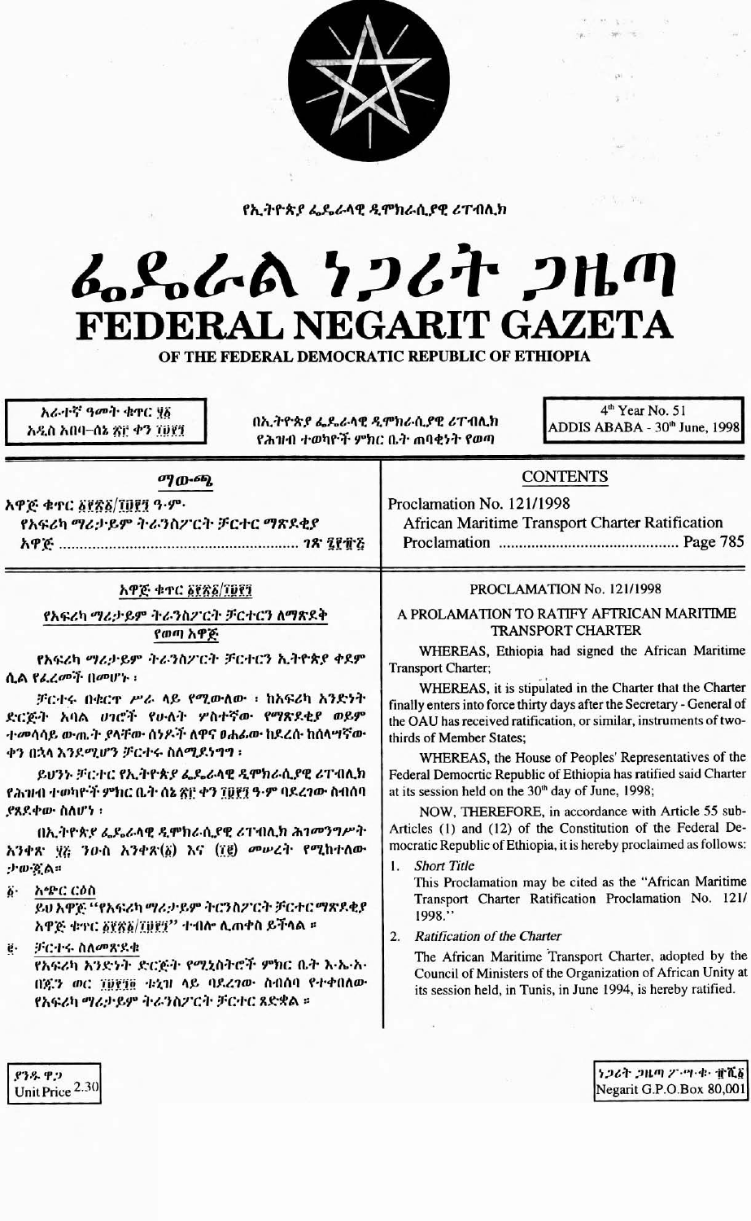የኢትዮጵያ ፌዴራላዊ ዲሞክራሲያዊ ሪፐብሊክ

# ፌዴራል ነጋሪት ጋዜጣ
# FEDERAL NEGARIT GAZETA

OF THE FEDERAL DEMOCRATIC REPUBLIC OF ETHIOPIA

| አራተኛ ዓመት ቁጥር ፶፩ አዲስ አበባ–ሰኔ ፳፫ ቀን ፲፱፻፺ | በኢትዮጵያ ፌዴራላዊ ዲሞክራሲያዊ ሪፐብሊክ የሕዝብ ተወካዮች ምክር ቤት ጠባቂነት የወጣ | 4th Year No. 51 ADDIS ABABA - 30th June, 1998 |
|---|---|---|

## ማውጫ

አዋጅ ቁጥር ፩፻፳፩/፲፱፻፺ ዓ.ም.

የአፍሪካ ማሪታይም ትራንስፖርት ቻርተር ማጽደቂያ አዋጅ ...................................... ገጽ ፯፻፹፭

## CONTENTS

Proclamation No. 121/1998

African Maritime Transport Charter Ratification Proclamation ........................................ Page 785

## አዋጅ ቁጥር ፩፻፳፩/፲፱፻፺

### የአፍሪካ ማሪታይም ትራንስፖርት ቻርተርን ለማጽደቅ የወጣ አዋጅ

የአፍሪካ ማሪታይም ትራንስፖርት ቻርተርን ኢትዮጵያ ቀደም ሲል የፈረመች በመሆኑ ፤

ቻርተሩ በቁርጥ ሥራ ላይ የሚውለው ፡ ከአፍሪካ አንድነት ድርጅት አባል ሀገሮች የሁለት ሦስተኛው የማጽደቂያ ወይም ተመሳሳይ ውጤት ያላቸው ሰነዶች ለዋና ፀሐፊው ከደረሱ ከሰላሣኛው ቀን በኋላ እንደሚሆን ቻርተሩ ስለሚደነግግ ፤

ይህንኑ ቻርተር የኢትዮጵያ ፌዴራላዊ ዲሞክራሲያዊ ሪፐብሊክ የሕዝብ ተወካዮች ምክር ቤት ሰኔ ፳፫ ቀን ፲፱፻፺ ዓ.ም ባደረገው ስብሰባ ያጸደቀው ስለሆነ ፤

በኢትዮጵያ ፌዴራላዊ ዲሞክራሲያዊ ሪፐብሊክ ሕገመንግሥት አንቀጽ ፶፭ ንዑስ አንቀጽ(፩) እና (፲፪) መሠረት የሚከተለው ታውጇል።

፩· አጭር ርዕስ

ይህ አዋጅ "የአፍሪካ ማሪታይም ትራንስፖርት ቻርተር ማጽደቂያ አዋጅ ቁጥር ፩፻፳፩/፲፱፻፺" ተብሎ ሊጠቀስ ይችላል ።

፪· ቻርተሩ ስለመጽደቁ

የአፍሪካ አንድነት ድርጅት የሚኒስትሮች ምክር ቤት እ.ኤ.አ በጁን ወር ፲፱፻፺፬ ቱኒዝ ላይ ባደረገው ስብሰባ የተቀበለው የአፍሪካ ማሪታይም ትራንስፖርት ቻርተር ጸድቋል ።

## PROCLAMATION No. 121/1998

### A PROLAMATION TO RATIFY AFTRICAN MARITIME TRANSPORT CHARTER

WHEREAS, Ethiopia had signed the African Maritime Transport Charter;

WHEREAS, it is stipulated in the Charter that the Charter finally enters into force thirty days after the Secretary - General of the OAU has received ratification, or similar, instruments of two-thirds of Member States;

WHEREAS, the House of Peoples' Representatives of the Federal Democrtic Republic of Ethiopia has ratified said Charter at its session held on the 30th day of June, 1998;

NOW, THEREFORE, in accordance with Article 55 sub-Articles (1) and (12) of the Constitution of the Federal Democratic Republic of Ethiopia, it is hereby proclaimed as follows:

1. *Short Title*

   This Proclamation may be cited as the "African Maritime Transport Charter Ratification Proclamation No. 121/1998."

2. *Ratification of the Charter*

   The African Maritime Transport Charter, adopted by the Council of Ministers of the Organization of African Unity at its session held, in Tunis, in June 1994, is hereby ratified.

ያንዱ ዋጋ Unit Price 2.30

ነጋሪት ጋዜጣ ፖ.ሣ.ቁ. ፹ሺ፩ Negarit G.P.O.Box 80,001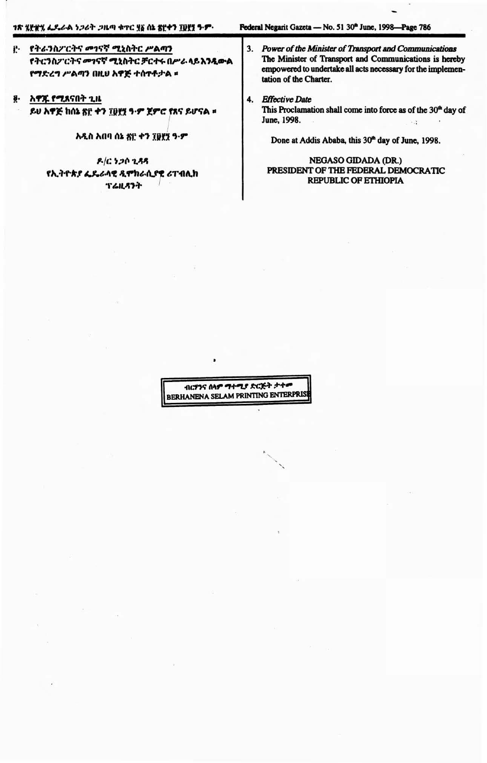፫· የትራንስፖርትና መገናኛ ሚኒስትር ሥልጣን

የትራንስፖርትና መገናኛ ሚኒስትር ቻርተሩ በሥራ ላይ እንዲውል የማድረግ ሥልጣን በዚህ አዋጅ ተሰጥቶታል ።

፬· አዋጁ የሚጸናበት ጊዜ

ይህ አዋጅ ከሰኔ ፳፫ ቀን ፲፱፻፺ ዓ·ም ጀምሮ የጸና ይሆናል ።

አዲስ አበባ ሰኔ ፳፫ ቀን ፲፱፻፺ ዓ·ም

ዶ/ር ነጋሶ ጊዳዳ

የኢትዮጵያ ፌዴራላዊ ዲሞክራሲያዊ ሪፐብሊክ ፕሬዚዳንት

3. *Power of the Minister of Transport and Communications*

The Minister of Transport and Communications is hereby empowered to undertake all acts necessary for the implementation of the Charter.

4. *Effective Date*

This Proclamation shall come into force as of the 30th day of June, 1998.

Done at Addis Ababa, this 30th day of June, 1998.

NEGASO GIDADA (DR.)
PRESIDENT OF THE FEDERAL DEMOCRATIC REPUBLIC OF ETHIOPIA

ብርሃንና ሰላም ማተሚያ ድርጅት ታተመ
BERHANENA SELAM PRINTING ENTERPRISE